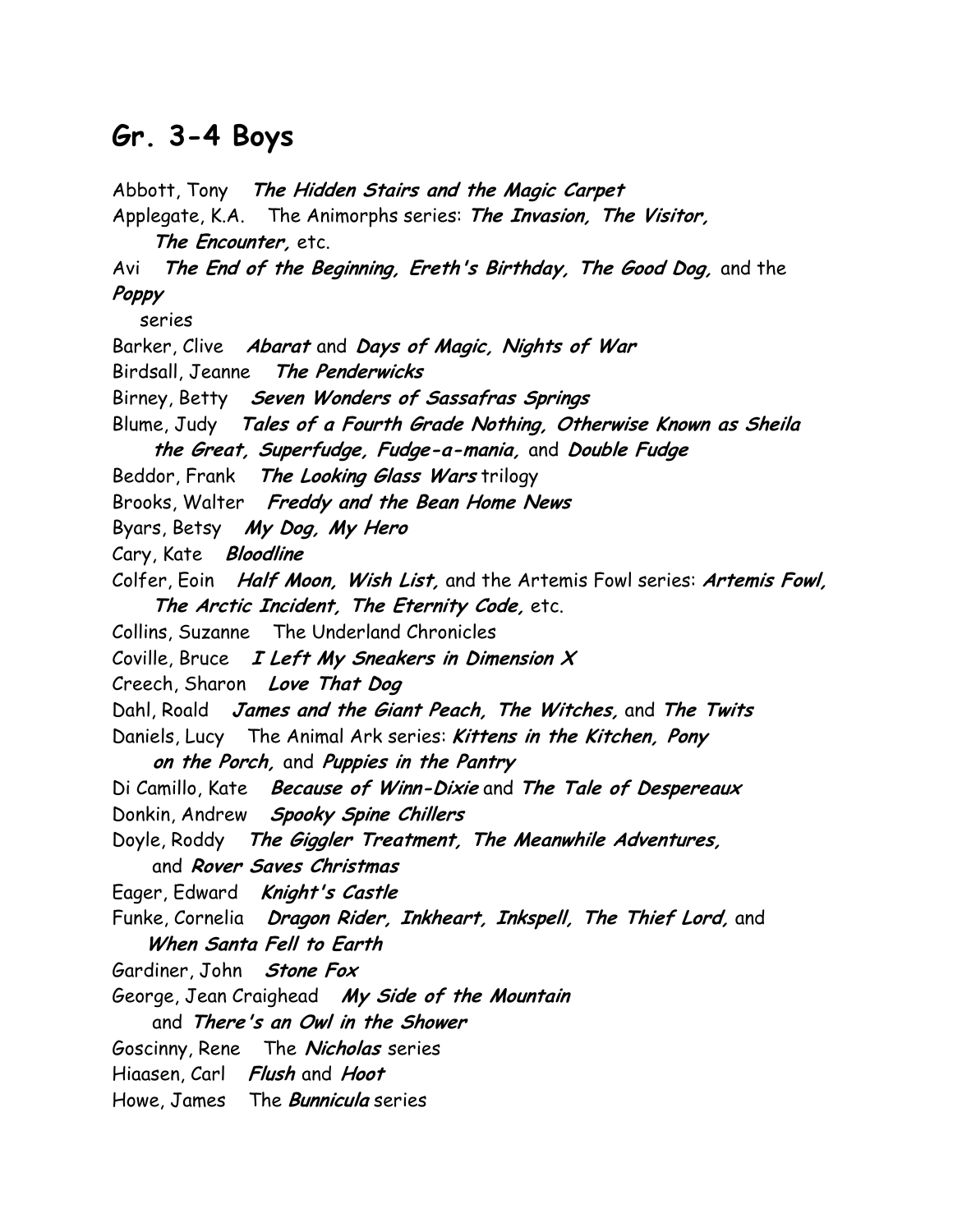## Gr. 3-4 Boys

Abbott, Tony ***The Hidden Stairs and the Magic Carpet***
Applegate, K.A. The Animorphs series: ***The Invasion, The Visitor, The Encounter,*** etc.
Avi ***The End of the Beginning, Ereth's Birthday, The Good Dog,*** and the ***Poppy*** series
Barker, Clive ***Abarat*** and ***Days of Magic, Nights of War***
Birdsall, Jeanne ***The Penderwicks***
Birney, Betty ***Seven Wonders of Sassafras Springs***
Blume, Judy ***Tales of a Fourth Grade Nothing, Otherwise Known as Sheila the Great, Superfudge, Fudge-a-mania,*** and ***Double Fudge***
Beddor, Frank ***The Looking Glass Wars*** trilogy
Brooks, Walter ***Freddy and the Bean Home News***
Byars, Betsy ***My Dog, My Hero***
Cary, Kate ***Bloodline***
Colfer, Eoin ***Half Moon, Wish List,*** and the Artemis Fowl series: ***Artemis Fowl, The Arctic Incident, The Eternity Code,*** etc.
Collins, Suzanne The Underland Chronicles
Coville, Bruce ***I Left My Sneakers in Dimension X***
Creech, Sharon ***Love That Dog***
Dahl, Roald ***James and the Giant Peach, The Witches,*** and ***The Twits***
Daniels, Lucy The Animal Ark series: ***Kittens in the Kitchen, Pony on the Porch,*** and ***Puppies in the Pantry***
Di Camillo, Kate ***Because of Winn-Dixie*** and ***The Tale of Despereaux***
Donkin, Andrew ***Spooky Spine Chillers***
Doyle, Roddy ***The Giggler Treatment, The Meanwhile Adventures,*** and ***Rover Saves Christmas***
Eager, Edward ***Knight's Castle***
Funke, Cornelia ***Dragon Rider, Inkheart, Inkspell, The Thief Lord,*** and ***When Santa Fell to Earth***
Gardiner, John ***Stone Fox***
George, Jean Craighead ***My Side of the Mountain*** and ***There's an Owl in the Shower***
Goscinny, Rene The ***Nicholas*** series
Hiaasen, Carl ***Flush*** and ***Hoot***
Howe, James The ***Bunnicula*** series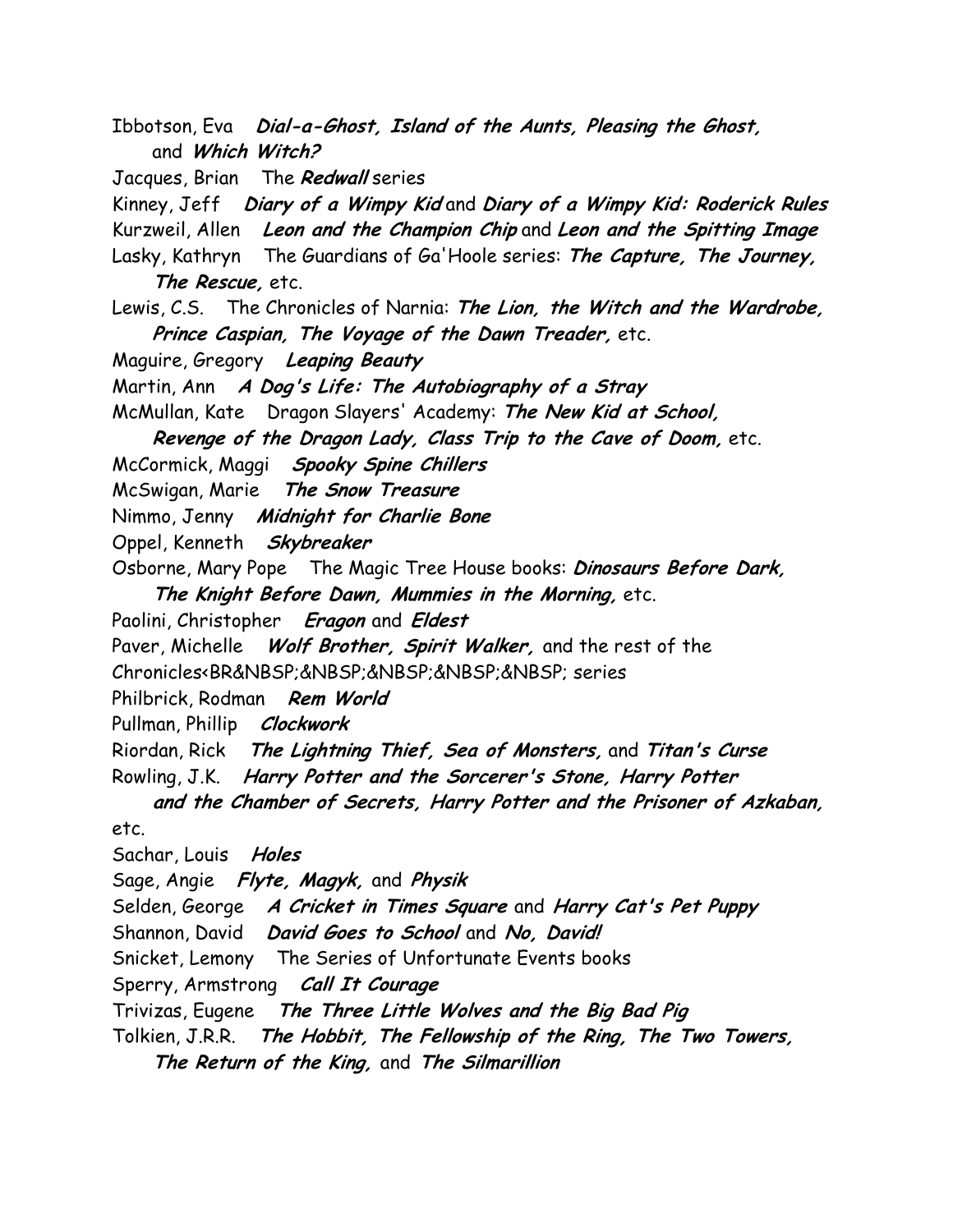Ibbotson, Eva ***Dial-a-Ghost, Island of the Aunts, Pleasing the Ghost,*** and ***Which Witch?***

Jacques, Brian The ***Redwall*** series

Kinney, Jeff ***Diary of a Wimpy Kid*** and ***Diary of a Wimpy Kid: Roderick Rules***

Kurzweil, Allen ***Leon and the Champion Chip*** and ***Leon and the Spitting Image***

Lasky, Kathryn The Guardians of Ga'Hoole series: ***The Capture, The Journey, The Rescue,*** etc.

Lewis, C.S. The Chronicles of Narnia: ***The Lion, the Witch and the Wardrobe, Prince Caspian, The Voyage of the Dawn Treader,*** etc.

Maguire, Gregory ***Leaping Beauty***

Martin, Ann ***A Dog's Life: The Autobiography of a Stray***

McMullan, Kate Dragon Slayers' Academy: ***The New Kid at School, Revenge of the Dragon Lady, Class Trip to the Cave of Doom,*** etc.

McCormick, Maggi ***Spooky Spine Chillers***

McSwigan, Marie ***The Snow Treasure***

Nimmo, Jenny ***Midnight for Charlie Bone***

Oppel, Kenneth ***Skybreaker***

Osborne, Mary Pope The Magic Tree House books: ***Dinosaurs Before Dark, The Knight Before Dawn, Mummies in the Morning,*** etc.

Paolini, Christopher ***Eragon*** and ***Eldest***

Paver, Michelle ***Wolf Brother, Spirit Walker,*** and the rest of the Chronicles<BR&NBSP;&NBSP;&NBSP;&NBSP;&NBSP; series

Philbrick, Rodman ***Rem World***

Pullman, Phillip ***Clockwork***

Riordan, Rick ***The Lightning Thief, Sea of Monsters,*** and ***Titan's Curse***

Rowling, J.K. ***Harry Potter and the Sorcerer's Stone, Harry Potter and the Chamber of Secrets, Harry Potter and the Prisoner of Azkaban,*** etc.

Sachar, Louis ***Holes***

Sage, Angie ***Flyte, Magyk,*** and ***Physik***

Selden, George ***A Cricket in Times Square*** and ***Harry Cat's Pet Puppy***

Shannon, David ***David Goes to School*** and ***No, David!***

Snicket, Lemony The Series of Unfortunate Events books

Sperry, Armstrong ***Call It Courage***

Trivizas, Eugene ***The Three Little Wolves and the Big Bad Pig***

Tolkien, J.R.R. ***The Hobbit, The Fellowship of the Ring, The Two Towers, The Return of the King,*** and ***The Silmarillion***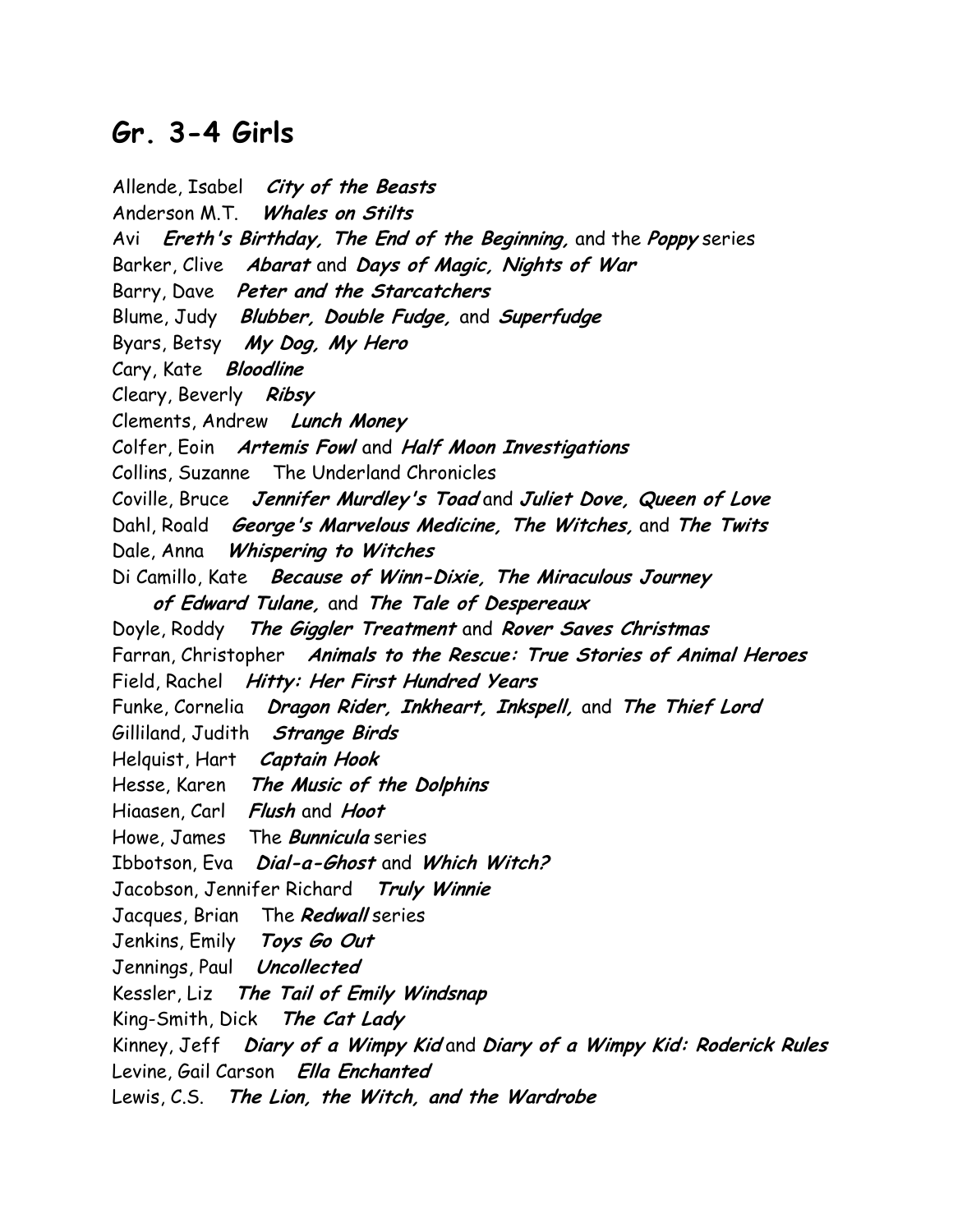## Gr. 3-4 Girls

Allende, Isabel ***City of the Beasts***
Anderson M.T. ***Whales on Stilts***
Avi ***Ereth's Birthday, The End of the Beginning,*** and the ***Poppy*** series
Barker, Clive ***Abarat*** and ***Days of Magic, Nights of War***
Barry, Dave ***Peter and the Starcatchers***
Blume, Judy ***Blubber, Double Fudge,*** and ***Superfudge***
Byars, Betsy ***My Dog, My Hero***
Cary, Kate ***Bloodline***
Cleary, Beverly ***Ribsy***
Clements, Andrew ***Lunch Money***
Colfer, Eoin ***Artemis Fowl*** and ***Half Moon Investigations***
Collins, Suzanne The Underland Chronicles
Coville, Bruce ***Jennifer Murdley's Toad*** and ***Juliet Dove, Queen of Love***
Dahl, Roald ***George's Marvelous Medicine, The Witches,*** and ***The Twits***
Dale, Anna ***Whispering to Witches***
Di Camillo, Kate ***Because of Winn-Dixie, The Miraculous Journey of Edward Tulane,*** and ***The Tale of Despereaux***
Doyle, Roddy ***The Giggler Treatment*** and ***Rover Saves Christmas***
Farran, Christopher ***Animals to the Rescue: True Stories of Animal Heroes***
Field, Rachel ***Hitty: Her First Hundred Years***
Funke, Cornelia ***Dragon Rider, Inkheart, Inkspell,*** and ***The Thief Lord***
Gilliland, Judith ***Strange Birds***
Helquist, Hart ***Captain Hook***
Hesse, Karen ***The Music of the Dolphins***
Hiaasen, Carl ***Flush*** and ***Hoot***
Howe, James The ***Bunnicula*** series
Ibbotson, Eva ***Dial-a-Ghost*** and ***Which Witch?***
Jacobson, Jennifer Richard ***Truly Winnie***
Jacques, Brian The ***Redwall*** series
Jenkins, Emily ***Toys Go Out***
Jennings, Paul ***Uncollected***
Kessler, Liz ***The Tail of Emily Windsnap***
King-Smith, Dick ***The Cat Lady***
Kinney, Jeff ***Diary of a Wimpy Kid*** and ***Diary of a Wimpy Kid: Roderick Rules***
Levine, Gail Carson ***Ella Enchanted***
Lewis, C.S. ***The Lion, the Witch, and the Wardrobe***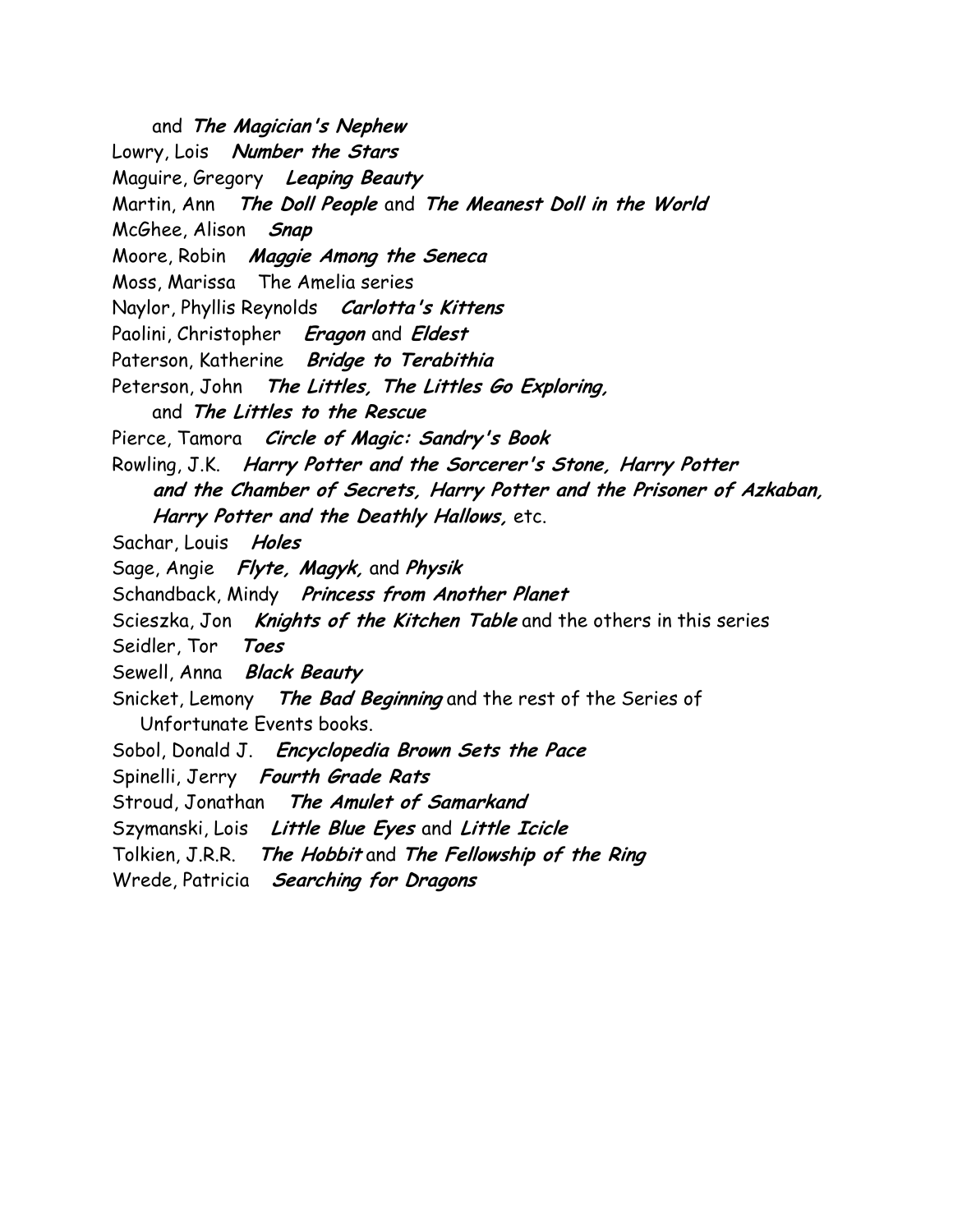and ***The Magician's Nephew***

Lowry, Lois ***Number the Stars***

Maguire, Gregory ***Leaping Beauty***

Martin, Ann ***The Doll People*** and ***The Meanest Doll in the World***

McGhee, Alison ***Snap***

Moore, Robin ***Maggie Among the Seneca***

Moss, Marissa The Amelia series

Naylor, Phyllis Reynolds ***Carlotta's Kittens***

Paolini, Christopher ***Eragon*** and ***Eldest***

Paterson, Katherine ***Bridge to Terabithia***

Peterson, John ***The Littles, The Littles Go Exploring,*** and ***The Littles to the Rescue***

Pierce, Tamora ***Circle of Magic: Sandry's Book***

Rowling, J.K. ***Harry Potter and the Sorcerer's Stone, Harry Potter and the Chamber of Secrets, Harry Potter and the Prisoner of Azkaban, Harry Potter and the Deathly Hallows,*** etc.

Sachar, Louis ***Holes***

Sage, Angie ***Flyte, Magyk,*** and ***Physik***

Schandback, Mindy ***Princess from Another Planet***

Scieszka, Jon ***Knights of the Kitchen Table*** and the others in this series

Seidler, Tor ***Toes***

Sewell, Anna ***Black Beauty***

Snicket, Lemony ***The Bad Beginning*** and the rest of the Series of Unfortunate Events books.

Sobol, Donald J. ***Encyclopedia Brown Sets the Pace***

Spinelli, Jerry ***Fourth Grade Rats***

Stroud, Jonathan ***The Amulet of Samarkand***

Szymanski, Lois ***Little Blue Eyes*** and ***Little Icicle***

Tolkien, J.R.R. ***The Hobbit*** and ***The Fellowship of the Ring***

Wrede, Patricia ***Searching for Dragons***